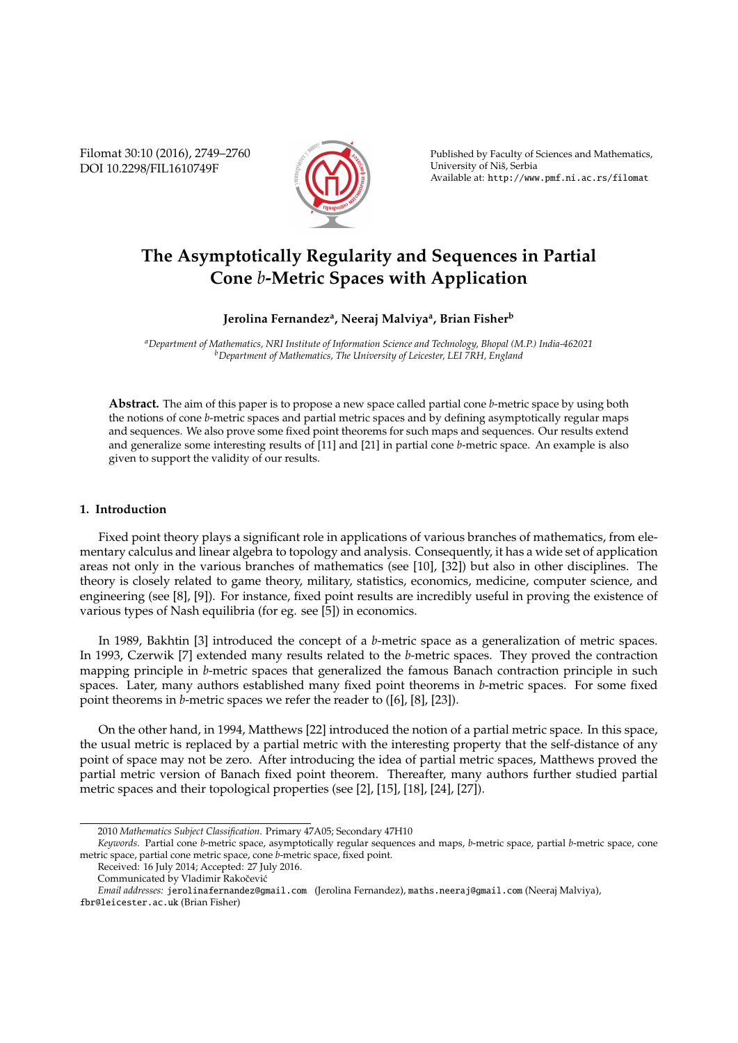# The Asymptotically Regularity and Sequences in Partial Cone $b$-Metric Spaces with Application

**Jerolina Fernandez[a], Neeraj Malviya[a], Brian Fisher[b]**

[a]*Department of Mathematics, NRI Institute of Information Science and Technology, Bhopal (M.P.) India-462021*
[b]*Department of Mathematics, The University of Leicester, LEI 7RH, England*

**Abstract.** The aim of this paper is to propose a new space called partial cone $b$-metric space by using both the notions of cone $b$-metric spaces and partial metric spaces and by defining asymptotically regular maps and sequences. We also prove some fixed point theorems for such maps and sequences. Our results extend and generalize some interesting results of [11] and [21] in partial cone $b$-metric space. An example is also given to support the validity of our results.

## 1. Introduction

Fixed point theory plays a significant role in applications of various branches of mathematics, from elementary calculus and linear algebra to topology and analysis. Consequently, it has a wide set of application areas not only in the various branches of mathematics (see [10], [32]) but also in other disciplines. The theory is closely related to game theory, military, statistics, economics, medicine, computer science, and engineering (see [8], [9]). For instance, fixed point results are incredibly useful in proving the existence of various types of Nash equilibria (for eg. see [5]) in economics.

In 1989, Bakhtin [3] introduced the concept of a $b$-metric space as a generalization of metric spaces. In 1993, Czerwik [7] extended many results related to the $b$-metric spaces. They proved the contraction mapping principle in $b$-metric spaces that generalized the famous Banach contraction principle in such spaces. Later, many authors established many fixed point theorems in $b$-metric spaces. For some fixed point theorems in $b$-metric spaces we refer the reader to ([6], [8], [23]).

On the other hand, in 1994, Matthews [22] introduced the notion of a partial metric space. In this space, the usual metric is replaced by a partial metric with the interesting property that the self-distance of any point of space may not be zero. After introducing the idea of partial metric spaces, Matthews proved the partial metric version of Banach fixed point theorem. Thereafter, many authors further studied partial metric spaces and their topological properties (see [2], [15], [18], [24], [27]).

---

2010 *Mathematics Subject Classification*. Primary 47A05; Secondary 47H10

*Keywords*. Partial cone $b$-metric space, asymptotically regular sequences and maps, $b$-metric space, partial $b$-metric space, cone metric space, partial cone metric space, cone $b$-metric space, fixed point.

Received: 16 July 2014; Accepted: 27 July 2016.

Communicated by Vladimir Rakočević

*Email addresses:* jerolinafernandez@gmail.com (Jerolina Fernandez), maths.neeraj@gmail.com (Neeraj Malviya), fbr@leicester.ac.uk (Brian Fisher)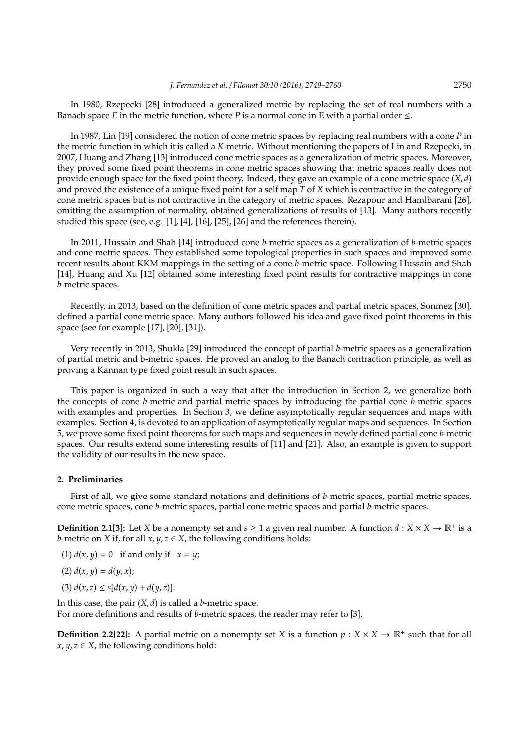In 1980, Rzepecki [28] introduced a generalized metric by replacing the set of real numbers with a Banach space $E$ in the metric function, where $P$ is a normal cone in E with a partial order $\leq$.

In 1987, Lin [19] considered the notion of cone metric spaces by replacing real numbers with a cone $P$ in the metric function in which it is called a $K$-metric. Without mentioning the papers of Lin and Rzepecki, in 2007, Huang and Zhang [13] introduced cone metric spaces as a generalization of metric spaces. Moreover, they proved some fixed point theorems in cone metric spaces showing that metric spaces really does not provide enough space for the fixed point theory. Indeed, they gave an example of a cone metric space $(X, d)$ and proved the existence of a unique fixed point for a self map $T$ of $X$ which is contractive in the category of cone metric spaces but is not contractive in the category of metric spaces. Rezapour and Hamlbarani [26], omitting the assumption of normality, obtained generalizations of results of [13]. Many authors recently studied this space (see, e.g. [1], [4], [16], [25], [26] and the references therein).

In 2011, Hussain and Shah [14] introduced cone $b$-metric spaces as a generalization of $b$-metric spaces and cone metric spaces. They established some topological properties in such spaces and improved some recent results about KKM mappings in the setting of a cone $b$-metric space. Following Hussain and Shah [14], Huang and Xu [12] obtained some interesting fixed point results for contractive mappings in cone $b$-metric spaces.

Recently, in 2013, based on the definition of cone metric spaces and partial metric spaces, Sonmez [30], defined a partial cone metric space. Many authors followed his idea and gave fixed point theorems in this space (see for example [17], [20], [31]).

Very recently in 2013, Shukla [29] introduced the concept of partial $b$-metric spaces as a generalization of partial metric and b-metric spaces. He proved an analog to the Banach contraction principle, as well as proving a Kannan type fixed point result in such spaces.

This paper is organized in such a way that after the introduction in Section 2, we generalize both the concepts of cone $b$-metric and partial metric spaces by introducing the partial cone $b$-metric spaces with examples and properties. In Section 3, we define asymptotically regular sequences and maps with examples. Section 4, is devoted to an application of asymptotically regular maps and sequences. In Section 5, we prove some fixed point theorems for such maps and sequences in newly defined partial cone $b$-metric spaces. Our results extend some interesting results of [11] and [21]. Also, an example is given to support the validity of our results in the new space.

## 2. Preliminaries

First of all, we give some standard notations and definitions of $b$-metric spaces, partial metric spaces, cone metric spaces, cone $b$-metric spaces, partial cone metric spaces and partial $b$-metric spaces.

**Definition 2.1[3]:** Let $X$ be a nonempty set and $s \geq 1$ a given real number. A function $d : X \times X \to \mathbb{R}^+$ is a $b$-metric on $X$ if, for all $x, y, z \in X$, the following conditions holds:

(1) $d(x, y) = 0$ if and only if $x = y$;

(2) $d(x, y) = d(y, x)$;

(3) $d(x, z) \leq s[d(x, y) + d(y, z)]$.

In this case, the pair $(X, d)$ is called a $b$-metric space.
For more definitions and results of $b$-metric spaces, the reader may refer to [3].

**Definition 2.2[22]:** A partial metric on a nonempty set $X$ is a function $p : X \times X \to \mathbb{R}^+$ such that for all $x, y, z \in X$, the following conditions hold: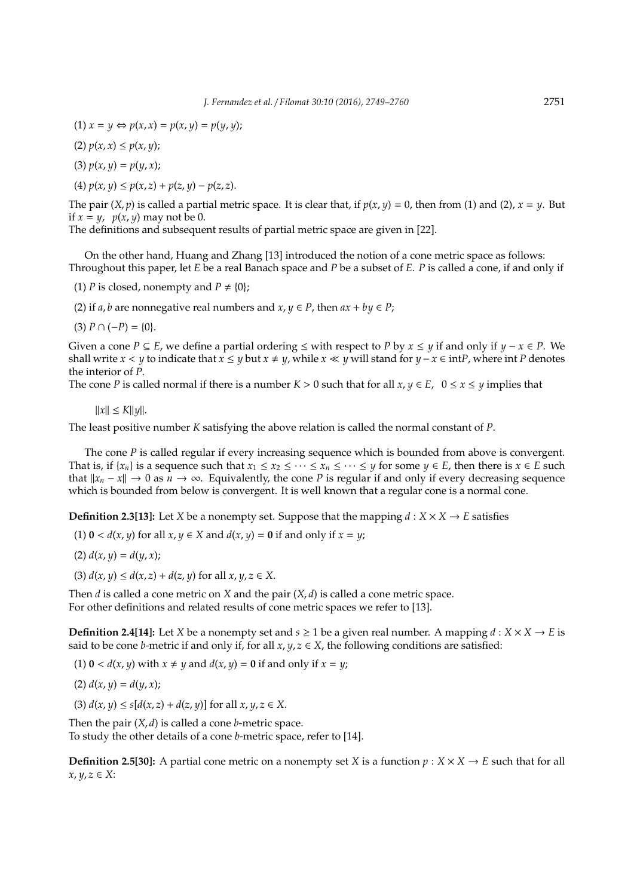(1) $x = y \Leftrightarrow p(x, x) = p(x, y) = p(y, y)$;

(2) $p(x, x) \leq p(x, y)$;

(3) $p(x, y) = p(y, x)$;

(4) $p(x, y) \leq p(x, z) + p(z, y) - p(z, z)$.

The pair $(X, p)$ is called a partial metric space. It is clear that, if $p(x, y) = 0$, then from (1) and (2), $x = y$. But if $x = y$, $p(x, y)$ may not be 0.
The definitions and subsequent results of partial metric space are given in [22].

On the other hand, Huang and Zhang [13] introduced the notion of a cone metric space as follows: Throughout this paper, let $E$ be a real Banach space and $P$ be a subset of $E$. $P$ is called a cone, if and only if

(1) $P$ is closed, nonempty and $P \neq \{0\}$;

(2) if $a, b$ are nonnegative real numbers and $x, y \in P$, then $ax + by \in P$;

(3) $P \cap (-P) = \{0\}$.

Given a cone $P \subseteq E$, we define a partial ordering $\leq$ with respect to $P$ by $x \leq y$ if and only if $y - x \in P$. We shall write $x < y$ to indicate that $x \leq y$ but $x \neq y$, while $x \ll y$ will stand for $y - x \in \text{int}P$, where int $P$ denotes the interior of $P$.
The cone $P$ is called normal if there is a number $K > 0$ such that for all $x, y \in E$, $0 \leq x \leq y$ implies that

$$\|x\| \leq K\|y\|.$$

The least positive number $K$ satisfying the above relation is called the normal constant of $P$.

The cone $P$ is called regular if every increasing sequence which is bounded from above is convergent. That is, if $\{x_n\}$ is a sequence such that $x_1 \leq x_2 \leq \cdots \leq x_n \leq \cdots \leq y$ for some $y \in E$, then there is $x \in E$ such that $\|x_n - x\| \to 0$ as $n \to \infty$. Equivalently, the cone $P$ is regular if and only if every decreasing sequence which is bounded from below is convergent. It is well known that a regular cone is a normal cone.

**Definition 2.3[13]:** Let $X$ be a nonempty set. Suppose that the mapping $d : X \times X \to E$ satisfies

(1) $\mathbf{0} < d(x, y)$ for all $x, y \in X$ and $d(x, y) = \mathbf{0}$ if and only if $x = y$;

(2) $d(x, y) = d(y, x)$;

(3) $d(x, y) \leq d(x, z) + d(z, y)$ for all $x, y, z \in X$.

Then $d$ is called a cone metric on $X$ and the pair $(X, d)$ is called a cone metric space.
For other definitions and related results of cone metric spaces we refer to [13].

**Definition 2.4[14]:** Let $X$ be a nonempty set and $s \geq 1$ be a given real number. A mapping $d : X \times X \to E$ is said to be cone $b$-metric if and only if, for all $x, y, z \in X$, the following conditions are satisfied:

(1) $\mathbf{0} < d(x, y)$ with $x \neq y$ and $d(x, y) = \mathbf{0}$ if and only if $x = y$;

(2) $d(x, y) = d(y, x)$;

(3) $d(x, y) \leq s[d(x, z) + d(z, y)]$ for all $x, y, z \in X$.

Then the pair $(X, d)$ is called a cone $b$-metric space.
To study the other details of a cone $b$-metric space, refer to [14].

**Definition 2.5[30]:** A partial cone metric on a nonempty set $X$ is a function $p : X \times X \to E$ such that for all $x, y, z \in X$: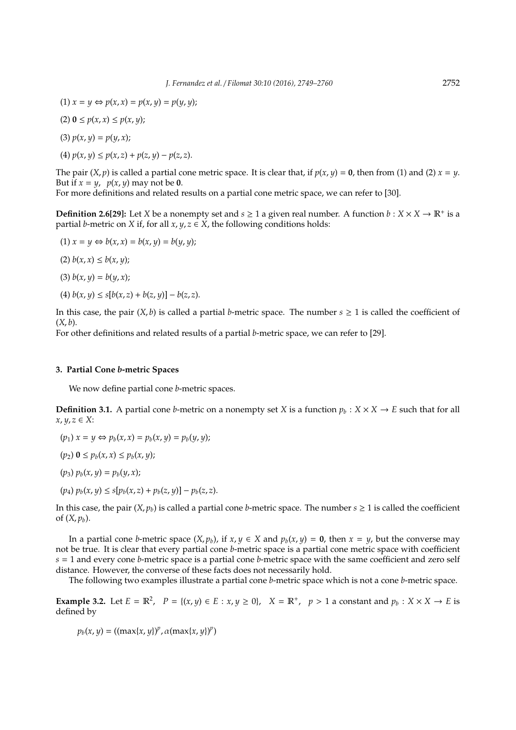(1) $x = y \Leftrightarrow p(x,x) = p(x,y) = p(y,y)$;

(2) $\mathbf{0} \leq p(x,x) \leq p(x,y)$;

(3) $p(x,y) = p(y,x)$;

(4) $p(x,y) \leq p(x,z) + p(z,y) - p(z,z)$.

The pair $(X, p)$ is called a partial cone metric space. It is clear that, if $p(x,y) = \mathbf{0}$, then from (1) and (2) $x = y$. But if $x = y$, $p(x,y)$ may not be $\mathbf{0}$.
For more definitions and related results on a partial cone metric space, we can refer to [30].

**Definition 2.6[29]:** Let $X$ be a nonempty set and $s \geq 1$ a given real number. A function $b : X \times X \to \mathbb{R}^+$ is a partial $b$-metric on $X$ if, for all $x, y, z \in X$, the following conditions holds:

(1) $x = y \Leftrightarrow b(x,x) = b(x,y) = b(y,y)$;

(2) $b(x,x) \leq b(x,y)$;

(3) $b(x,y) = b(y,x)$;

(4) $b(x,y) \leq s[b(x,z) + b(z,y)] - b(z,z)$.

In this case, the pair $(X, b)$ is called a partial $b$-metric space. The number $s \geq 1$ is called the coefficient of $(X, b)$.
For other definitions and related results of a partial $b$-metric space, we can refer to [29].

## 3. Partial Cone *b*-metric Spaces

We now define partial cone $b$-metric spaces.

**Definition 3.1.** A partial cone $b$-metric on a nonempty set $X$ is a function $p_b : X \times X \to E$ such that for all $x, y, z \in X$:

$(p_1)$ $x = y \Leftrightarrow p_b(x,x) = p_b(x,y) = p_b(y,y)$;

$(p_2)$ $\mathbf{0} \leq p_b(x,x) \leq p_b(x,y)$;

$(p_3)$ $p_b(x,y) = p_b(y,x)$;

$(p_4)$ $p_b(x,y) \leq s[p_b(x,z) + p_b(z,y)] - p_b(z,z)$.

In this case, the pair $(X, p_b)$ is called a partial cone $b$-metric space. The number $s \geq 1$ is called the coefficient of $(X, p_b)$.

In a partial cone $b$-metric space $(X, p_b)$, if $x, y \in X$ and $p_b(x,y) = \mathbf{0}$, then $x = y$, but the converse may not be true. It is clear that every partial cone $b$-metric space is a partial cone metric space with coefficient $s = 1$ and every cone $b$-metric space is a partial cone $b$-metric space with the same coefficient and zero self distance. However, the converse of these facts does not necessarily hold.

The following two examples illustrate a partial cone $b$-metric space which is not a cone $b$-metric space.

**Example 3.2.** Let $E = \mathbb{R}^2$, $P = \{(x,y) \in E : x, y \geq 0\}$, $X = \mathbb{R}^+$, $p > 1$ a constant and $p_b : X \times X \to E$ is defined by

$$p_b(x,y) = ((\max\{x,y\})^p, \alpha(\max\{x,y\})^p)$$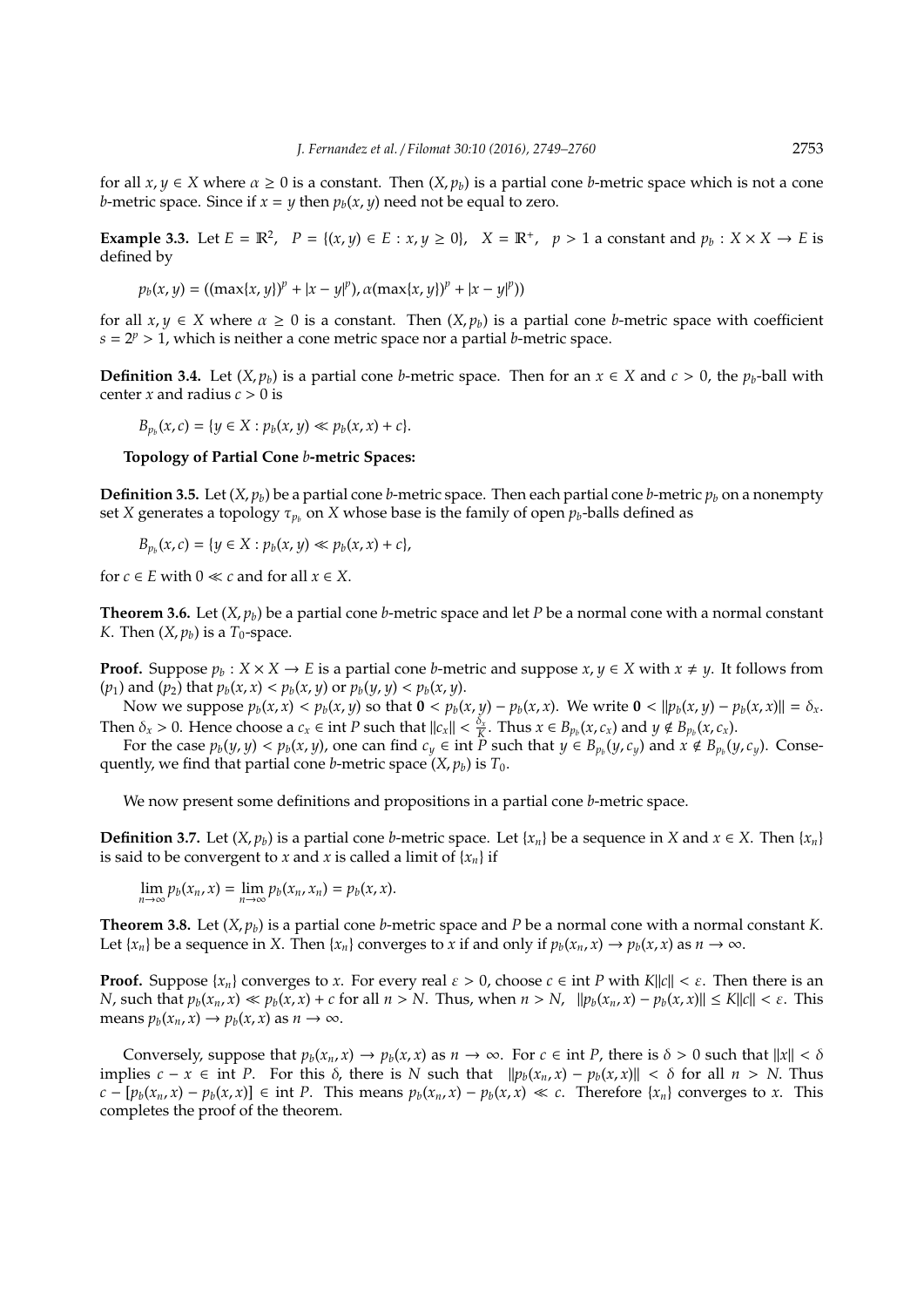for all $x, y \in X$ where $\alpha \geq 0$ is a constant. Then $(X, p_b)$ is a partial cone $b$-metric space which is not a cone $b$-metric space. Since if $x = y$ then $p_b(x, y)$ need not be equal to zero.

**Example 3.3.** Let $E = \mathbb{R}^2$, $P = \{(x, y) \in E : x, y \geq 0\}$, $X = \mathbb{R}^+$, $p > 1$ a constant and $p_b : X \times X \to E$ is defined by

$$p_b(x, y) = ((\max\{x, y\})^p + |x - y|^p), \alpha(\max\{x, y\})^p + |x - y|^p))$$

for all $x, y \in X$ where $\alpha \geq 0$ is a constant. Then $(X, p_b)$ is a partial cone $b$-metric space with coefficient $s = 2^p > 1$, which is neither a cone metric space nor a partial $b$-metric space.

**Definition 3.4.** Let $(X, p_b)$ is a partial cone $b$-metric space. Then for an $x \in X$ and $c > 0$, the $p_b$-ball with center $x$ and radius $c > 0$ is

$$B_{p_b}(x, c) = \{y \in X : p_b(x, y) \ll p_b(x, x) + c\}.$$

**Topology of Partial Cone $b$-metric Spaces:**

**Definition 3.5.** Let $(X, p_b)$ be a partial cone $b$-metric space. Then each partial cone $b$-metric $p_b$ on a nonempty set $X$ generates a topology $\tau_{p_b}$ on $X$ whose base is the family of open $p_b$-balls defined as

$$B_{p_b}(x, c) = \{y \in X : p_b(x, y) \ll p_b(x, x) + c\},$$

for $c \in E$ with $0 \ll c$ and for all $x \in X$.

**Theorem 3.6.** Let $(X, p_b)$ be a partial cone $b$-metric space and let $P$ be a normal cone with a normal constant $K$. Then $(X, p_b)$ is a $T_0$-space.

**Proof.** Suppose $p_b : X \times X \to E$ is a partial cone $b$-metric and suppose $x, y \in X$ with $x \neq y$. It follows from $(p_1)$ and $(p_2)$ that $p_b(x, x) < p_b(x, y)$ or $p_b(y, y) < p_b(x, y)$.

Now we suppose $p_b(x, x) < p_b(x, y)$ so that $\mathbf{0} < p_b(x, y) - p_b(x, x)$. We write $\mathbf{0} < \|p_b(x, y) - p_b(x, x)\| = \delta_x$. Then $\delta_x > 0$. Hence choose a $c_x \in \text{int } P$ such that $\|c_x\| < \frac{\delta_x}{K}$. Thus $x \in B_{p_b}(x, c_x)$ and $y \notin B_{p_b}(x, c_x)$.

For the case $p_b(y, y) < p_b(x, y)$, one can find $c_y \in \text{int } P$ such that $y \in B_{p_b}(y, c_y)$ and $x \notin B_{p_b}(y, c_y)$. Consequently, we find that partial cone $b$-metric space $(X, p_b)$ is $T_0$.

We now present some definitions and propositions in a partial cone $b$-metric space.

**Definition 3.7.** Let $(X, p_b)$ is a partial cone $b$-metric space. Let $\{x_n\}$ be a sequence in $X$ and $x \in X$. Then $\{x_n\}$ is said to be convergent to $x$ and $x$ is called a limit of $\{x_n\}$ if

$$\lim_{n \to \infty} p_b(x_n, x) = \lim_{n \to \infty} p_b(x_n, x_n) = p_b(x, x).$$

**Theorem 3.8.** Let $(X, p_b)$ is a partial cone $b$-metric space and $P$ be a normal cone with a normal constant $K$. Let $\{x_n\}$ be a sequence in $X$. Then $\{x_n\}$ converges to $x$ if and only if $p_b(x_n, x) \to p_b(x, x)$ as $n \to \infty$.

**Proof.** Suppose $\{x_n\}$ converges to $x$. For every real $\varepsilon > 0$, choose $c \in \text{int } P$ with $K\|c\| < \varepsilon$. Then there is an $N$, such that $p_b(x_n, x) \ll p_b(x, x) + c$ for all $n > N$. Thus, when $n > N$, $\|p_b(x_n, x) - p_b(x, x)\| \leq K\|c\| < \varepsilon$. This means $p_b(x_n, x) \to p_b(x, x)$ as $n \to \infty$.

Conversely, suppose that $p_b(x_n, x) \to p_b(x, x)$ as $n \to \infty$. For $c \in \text{int } P$, there is $\delta > 0$ such that $\|x\| < \delta$ implies $c - x \in \text{int } P$. For this $\delta$, there is $N$ such that $\|p_b(x_n, x) - p_b(x, x)\| < \delta$ for all $n > N$. Thus $c - [p_b(x_n, x) - p_b(x, x)] \in \text{int } P$. This means $p_b(x_n, x) - p_b(x, x) \ll c$. Therefore $\{x_n\}$ converges to $x$. This completes the proof of the theorem.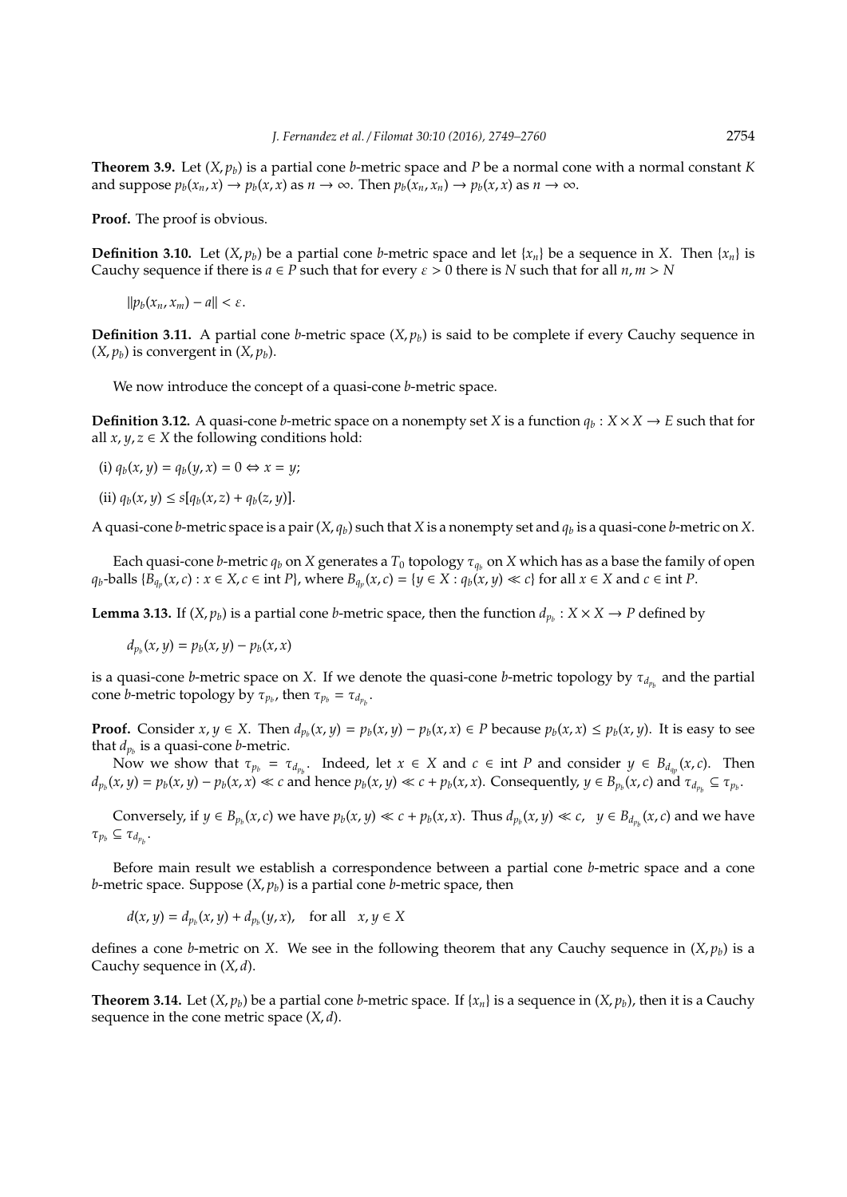**Theorem 3.9.** Let $(X, p_b)$ is a partial cone $b$-metric space and $P$ be a normal cone with a normal constant $K$ and suppose $p_b(x_n, x) \to p_b(x, x)$ as $n \to \infty$. Then $p_b(x_n, x_n) \to p_b(x, x)$ as $n \to \infty$.

**Proof.** The proof is obvious.

**Definition 3.10.** Let $(X, p_b)$ be a partial cone $b$-metric space and let $\{x_n\}$ be a sequence in $X$. Then $\{x_n\}$ is Cauchy sequence if there is $a \in P$ such that for every $\varepsilon > 0$ there is $N$ such that for all $n, m > N$

$$\|p_b(x_n, x_m) - a\| < \varepsilon.$$

**Definition 3.11.** A partial cone $b$-metric space $(X, p_b)$ is said to be complete if every Cauchy sequence in $(X, p_b)$ is convergent in $(X, p_b)$.

We now introduce the concept of a quasi-cone $b$-metric space.

**Definition 3.12.** A quasi-cone $b$-metric space on a nonempty set $X$ is a function $q_b : X \times X \to E$ such that for all $x, y, z \in X$ the following conditions hold:

(i) $q_b(x, y) = q_b(y, x) = 0 \Leftrightarrow x = y$;

(ii) $q_b(x, y) \leq s[q_b(x, z) + q_b(z, y)]$.

A quasi-cone $b$-metric space is a pair $(X, q_b)$ such that $X$ is a nonempty set and $q_b$ is a quasi-cone $b$-metric on $X$.

Each quasi-cone $b$-metric $q_b$ on $X$ generates a $T_0$ topology $\tau_{q_b}$ on $X$ which has as a base the family of open $q_b$-balls $\{B_{q_p}(x, c) : x \in X, c \in \text{int } P\}$, where $B_{q_p}(x, c) = \{y \in X : q_b(x, y) \ll c\}$ for all $x \in X$ and $c \in \text{int } P$.

**Lemma 3.13.** If $(X, p_b)$ is a partial cone $b$-metric space, then the function $d_{p_b} : X \times X \to P$ defined by

$$d_{p_b}(x, y) = p_b(x, y) - p_b(x, x)$$

is a quasi-cone $b$-metric space on $X$. If we denote the quasi-cone $b$-metric topology by $\tau_{d_{p_b}}$ and the partial cone $b$-metric topology by $\tau_{p_b}$, then $\tau_{p_b} = \tau_{d_{p_b}}$.

**Proof.** Consider $x, y \in X$. Then $d_{p_b}(x, y) = p_b(x, y) - p_b(x, x) \in P$ because $p_b(x, x) \leq p_b(x, y)$. It is easy to see that $d_{p_b}$ is a quasi-cone $b$-metric.

Now we show that $\tau_{p_b} = \tau_{d_{p_b}}$. Indeed, let $x \in X$ and $c \in \text{int } P$ and consider $y \in B_{d_{q_p}}(x, c)$. Then $d_{p_b}(x, y) = p_b(x, y) - p_b(x, x) \ll c$ and hence $p_b(x, y) \ll c + p_b(x, x)$. Consequently, $y \in B_{p_b}(x, c)$ and $\tau_{d_{p_b}} \subseteq \tau_{p_b}$.

Conversely, if $y \in B_{p_b}(x, c)$ we have $p_b(x, y) \ll c + p_b(x, x)$. Thus $d_{p_b}(x, y) \ll c, \quad y \in B_{d_{p_b}}(x, c)$ and we have $\tau_{p_b} \subseteq \tau_{d_{p_b}}$.

Before main result we establish a correspondence between a partial cone $b$-metric space and a cone $b$-metric space. Suppose $(X, p_b)$ is a partial cone $b$-metric space, then

$$d(x, y) = d_{p_b}(x, y) + d_{p_b}(y, x), \quad \text{for all} \quad x, y \in X$$

defines a cone $b$-metric on $X$. We see in the following theorem that any Cauchy sequence in $(X, p_b)$ is a Cauchy sequence in $(X, d)$.

**Theorem 3.14.** Let $(X, p_b)$ be a partial cone $b$-metric space. If $\{x_n\}$ is a sequence in $(X, p_b)$, then it is a Cauchy sequence in the cone metric space $(X, d)$.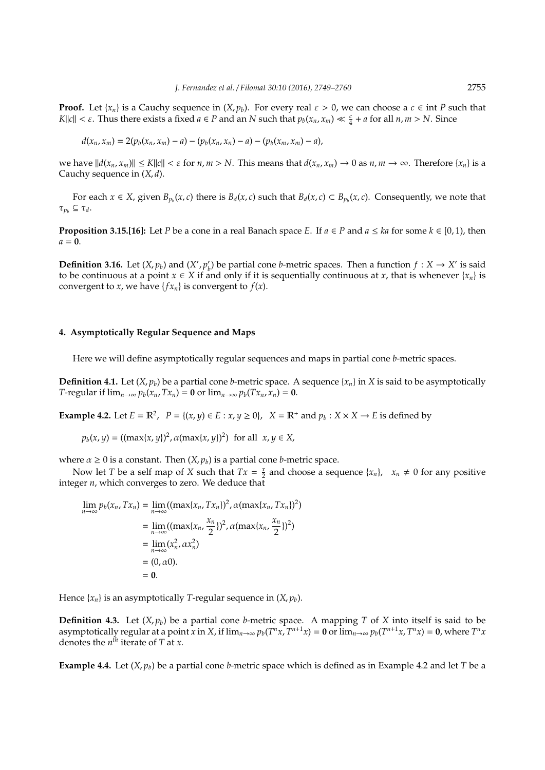**Proof.** Let $\{x_n\}$ is a Cauchy sequence in $(X, p_b)$. For every real $\varepsilon > 0$, we can choose a $c \in \text{int } P$ such that $K\|c\| < \varepsilon$. Thus there exists a fixed $a \in P$ and an $N$ such that $p_b(x_n, x_m) \ll \frac{c}{4} + a$ for all $n, m > N$. Since

$$d(x_n, x_m) = 2(p_b(x_n, x_m) - a) - (p_b(x_n, x_n) - a) - (p_b(x_m, x_m) - a),$$

we have $\|d(x_n, x_m)\| \leq K\|c\| < \varepsilon$ for $n, m > N$. This means that $d(x_n, x_m) \to 0$ as $n, m \to \infty$. Therefore $\{x_n\}$ is a Cauchy sequence in $(X, d)$.

For each $x \in X$, given $B_{p_b}(x, c)$ there is $B_d(x, c)$ such that $B_d(x, c) \subset B_{p_b}(x, c)$. Consequently, we note that $\tau_{p_b} \subseteq \tau_d$.

**Proposition 3.15.[16]:** Let $P$ be a cone in a real Banach space $E$. If $a \in P$ and $a \leq ka$ for some $k \in [0, 1)$, then $a = \mathbf{0}$.

**Definition 3.16.** Let $(X, p_b)$ and $(X', p_b')$ be partial cone $b$-metric spaces. Then a function $f : X \to X'$ is said to be continuous at a point $x \in X$ if and only if it is sequentially continuous at $x$, that is whenever $\{x_n\}$ is convergent to $x$, we have $\{fx_n\}$ is convergent to $f(x)$.

## 4. Asymptotically Regular Sequence and Maps

Here we will define asymptotically regular sequences and maps in partial cone $b$-metric spaces.

**Definition 4.1.** Let $(X, p_b)$ be a partial cone $b$-metric space. A sequence $\{x_n\}$ in $X$ is said to be asymptotically $T$-regular if $\lim_{n\to\infty} p_b(x_n, Tx_n) = \mathbf{0}$ or $\lim_{n\to\infty} p_b(Tx_n, x_n) = \mathbf{0}$.

**Example 4.2.** Let $E = \mathbb{R}^2$, $P = \{(x, y) \in E : x, y \geq 0\}$, $X = \mathbb{R}^+$ and $p_b : X \times X \to E$ is defined by

$$p_b(x, y) = ((\max\{x, y\})^2, \alpha(\max\{x, y\})^2) \text{ for all } x, y \in X,$$

where $\alpha \geq 0$ is a constant. Then $(X, p_b)$ is a partial cone $b$-metric space.

Now let $T$ be a self map of $X$ such that $Tx = \frac{x}{2}$ and choose a sequence $\{x_n\}$, $x_n \neq 0$ for any positive integer $n$, which converges to zero. We deduce that

$$\begin{aligned}
\lim_{n\to\infty} p_b(x_n, Tx_n) &= \lim_{n\to\infty}((\max\{x_n, Tx_n\})^2, \alpha(\max\{x_n, Tx_n\})^2) \\
&= \lim_{n\to\infty}((\max\{x_n, \frac{x_n}{2}\})^2, \alpha(\max\{x_n, \frac{x_n}{2}\})^2) \\
&= \lim_{n\to\infty}(x_n^2, \alpha x_n^2) \\
&= (0, \alpha 0). \\
&= \mathbf{0}.
\end{aligned}$$

Hence $\{x_n\}$ is an asymptotically $T$-regular sequence in $(X, p_b)$.

**Definition 4.3.** Let $(X, p_b)$ be a partial cone $b$-metric space. A mapping $T$ of $X$ into itself is said to be asymptotically regular at a point $x$ in $X$, if $\lim_{n\to\infty} p_b(T^n x, T^{n+1} x) = \mathbf{0}$ or $\lim_{n\to\infty} p_b(T^{n+1} x, T^n x) = \mathbf{0}$, where $T^n x$ denotes the $n^{th}$ iterate of $T$ at $x$.

**Example 4.4.** Let $(X, p_b)$ be a partial cone $b$-metric space which is defined as in Example 4.2 and let $T$ be a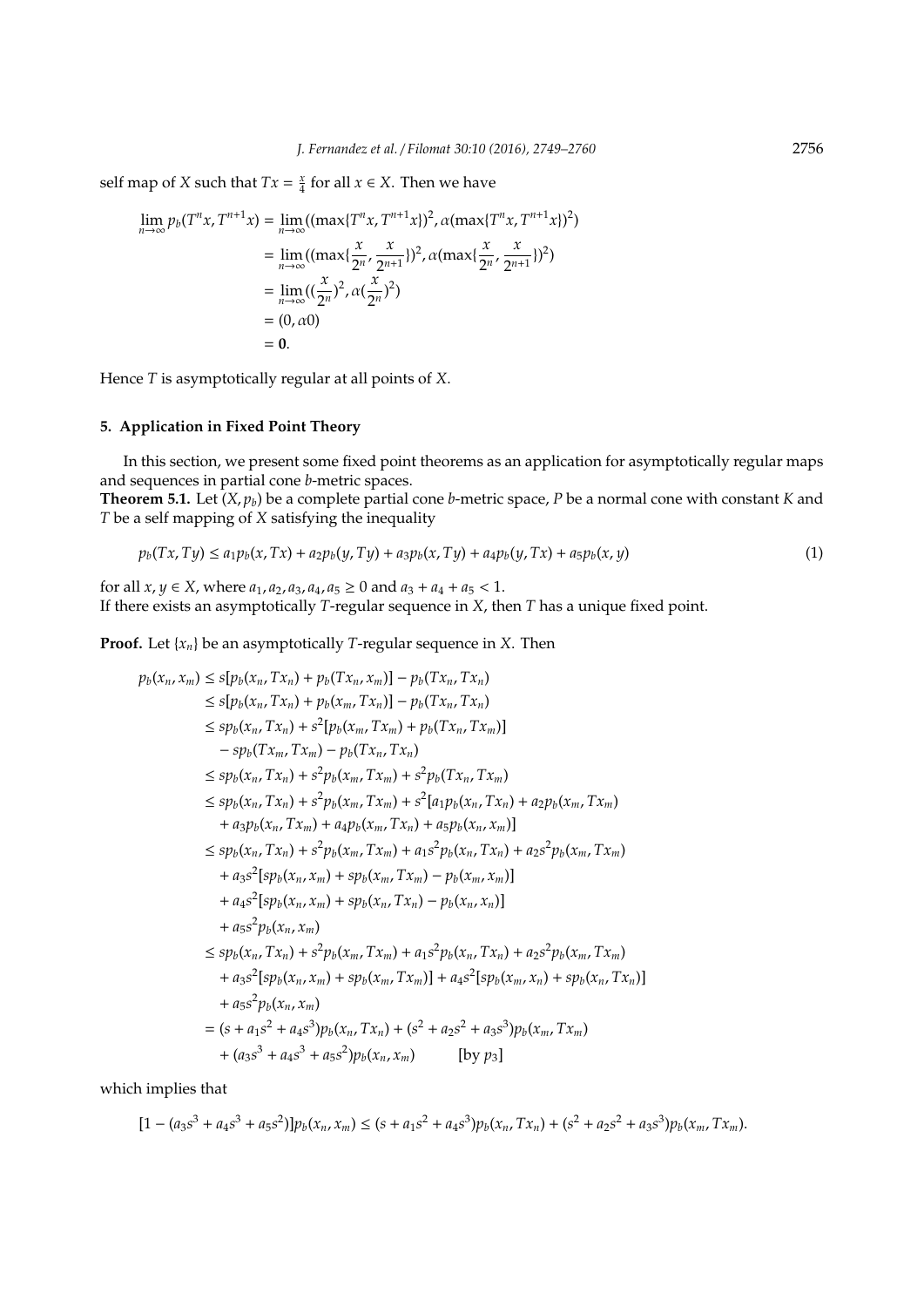self map of $X$ such that $Tx = \frac{x}{4}$ for all $x \in X$. Then we have

$$
\begin{aligned}
\lim_{n\to\infty} p_b(T^n x, T^{n+1}x) &= \lim_{n\to\infty}((\max\{T^n x, T^{n+1}x\})^2, \alpha(\max\{T^n x, T^{n+1}x\})^2) \\
&= \lim_{n\to\infty}((\max\{\frac{x}{2^n}, \frac{x}{2^{n+1}}\})^2, \alpha(\max\{\frac{x}{2^n}, \frac{x}{2^{n+1}}\})^2) \\
&= \lim_{n\to\infty}((\frac{x}{2^n})^2, \alpha(\frac{x}{2^n})^2) \\
&= (0, \alpha 0) \\
&= \mathbf{0}.
\end{aligned}
$$

Hence $T$ is asymptotically regular at all points of $X$.

## 5. Application in Fixed Point Theory

In this section, we present some fixed point theorems as an application for asymptotically regular maps and sequences in partial cone $b$-metric spaces.

**Theorem 5.1.** Let $(X, p_b)$ be a complete partial cone $b$-metric space, $P$ be a normal cone with constant $K$ and $T$ be a self mapping of $X$ satisfying the inequality

$$
p_b(Tx, Ty) \leq a_1 p_b(x, Tx) + a_2 p_b(y, Ty) + a_3 p_b(x, Ty) + a_4 p_b(y, Tx) + a_5 p_b(x, y) \tag{1}
$$

for all $x, y \in X$, where $a_1, a_2, a_3, a_4, a_5 \geq 0$ and $a_3 + a_4 + a_5 < 1$.
If there exists an asymptotically $T$-regular sequence in $X$, then $T$ has a unique fixed point.

**Proof.** Let $\{x_n\}$ be an asymptotically $T$-regular sequence in $X$. Then

$$
\begin{aligned}
p_b(x_n, x_m) &\leq s[p_b(x_n, Tx_n) + p_b(Tx_n, x_m)] - p_b(Tx_n, Tx_n) \\
&\leq s[p_b(x_n, Tx_n) + p_b(x_m, Tx_n)] - p_b(Tx_n, Tx_n) \\
&\leq s p_b(x_n, Tx_n) + s^2[p_b(x_m, Tx_m) + p_b(Tx_n, Tx_m)] \\
&\quad - s p_b(Tx_m, Tx_m) - p_b(Tx_n, Tx_n) \\
&\leq s p_b(x_n, Tx_n) + s^2 p_b(x_m, Tx_m) + s^2 p_b(Tx_n, Tx_m) \\
&\leq s p_b(x_n, Tx_n) + s^2 p_b(x_m, Tx_m) + s^2[a_1 p_b(x_n, Tx_n) + a_2 p_b(x_m, Tx_m) \\
&\quad + a_3 p_b(x_n, Tx_m) + a_4 p_b(x_m, Tx_n) + a_5 p_b(x_n, x_m)] \\
&\leq s p_b(x_n, Tx_n) + s^2 p_b(x_m, Tx_m) + a_1 s^2 p_b(x_n, Tx_n) + a_2 s^2 p_b(x_m, Tx_m) \\
&\quad + a_3 s^2[s p_b(x_n, x_m) + s p_b(x_m, Tx_m) - p_b(x_m, x_m)] \\
&\quad + a_4 s^2[s p_b(x_n, x_m) + s p_b(x_n, Tx_n) - p_b(x_n, x_n)] \\
&\quad + a_5 s^2 p_b(x_n, x_m) \\
&\leq s p_b(x_n, Tx_n) + s^2 p_b(x_m, Tx_m) + a_1 s^2 p_b(x_n, Tx_n) + a_2 s^2 p_b(x_m, Tx_m) \\
&\quad + a_3 s^2[s p_b(x_n, x_m) + s p_b(x_m, Tx_m)] + a_4 s^2[s p_b(x_m, x_n) + s p_b(x_n, Tx_n)] \\
&\quad + a_5 s^2 p_b(x_n, x_m) \\
&= (s + a_1 s^2 + a_4 s^3) p_b(x_n, Tx_n) + (s^2 + a_2 s^2 + a_3 s^3) p_b(x_m, Tx_m) \\
&\quad + (a_3 s^3 + a_4 s^3 + a_5 s^2) p_b(x_n, x_m) \qquad [\text{by } p_3]
\end{aligned}
$$

which implies that

$$
[1 - (a_3 s^3 + a_4 s^3 + a_5 s^2)] p_b(x_n, x_m) \leq (s + a_1 s^2 + a_4 s^3) p_b(x_n, Tx_n) + (s^2 + a_2 s^2 + a_3 s^3) p_b(x_m, Tx_m).
$$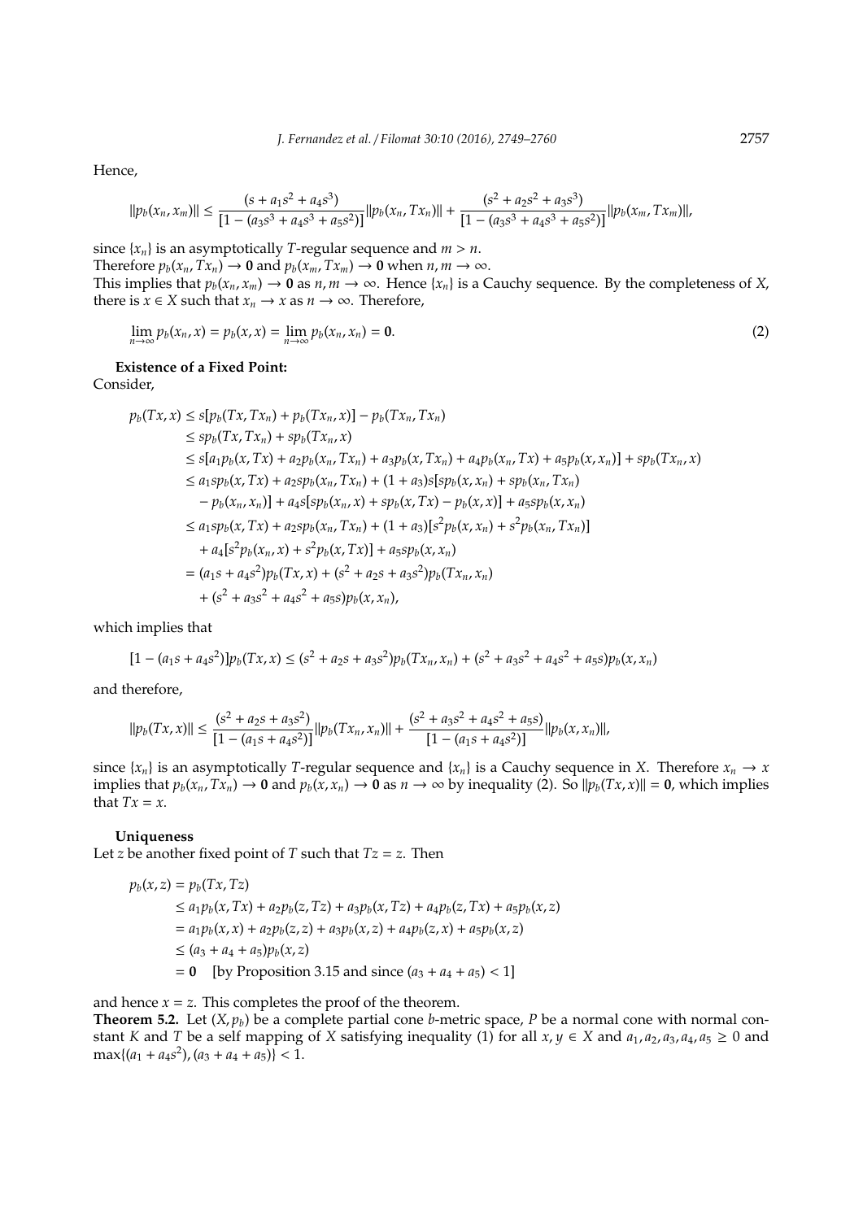Hence,

$$\|p_b(x_n, x_m)\| \leq \frac{(s + a_1 s^2 + a_4 s^3)}{[1 - (a_3 s^3 + a_4 s^3 + a_5 s^2)]}\|p_b(x_n, Tx_n)\| + \frac{(s^2 + a_2 s^2 + a_3 s^3)}{[1 - (a_3 s^3 + a_4 s^3 + a_5 s^2)]}\|p_b(x_m, Tx_m)\|,$$

since $\{x_n\}$ is an asymptotically $T$-regular sequence and $m > n$.
Therefore $p_b(x_n, Tx_n) \to \mathbf{0}$ and $p_b(x_m, Tx_m) \to \mathbf{0}$ when $n, m \to \infty$.
This implies that $p_b(x_n, x_m) \to \mathbf{0}$ as $n, m \to \infty$. Hence $\{x_n\}$ is a Cauchy sequence. By the completeness of $X$, there is $x \in X$ such that $x_n \to x$ as $n \to \infty$. Therefore,

$$\lim_{n\to\infty} p_b(x_n, x) = p_b(x, x) = \lim_{n\to\infty} p_b(x_n, x_n) = \mathbf{0}. \tag{2}$$

**Existence of a Fixed Point:**
Consider,

$$\begin{aligned}
p_b(Tx, x) &\leq s[p_b(Tx, Tx_n) + p_b(Tx_n, x)] - p_b(Tx_n, Tx_n) \\
&\leq sp_b(Tx, Tx_n) + sp_b(Tx_n, x) \\
&\leq s[a_1 p_b(x, Tx) + a_2 p_b(x_n, Tx_n) + a_3 p_b(x, Tx_n) + a_4 p_b(x_n, Tx) + a_5 p_b(x, x_n)] + sp_b(Tx_n, x) \\
&\leq a_1 sp_b(x, Tx) + a_2 sp_b(x_n, Tx_n) + (1 + a_3)s[sp_b(x, x_n) + sp_b(x_n, Tx_n) \\
&\quad - p_b(x_n, x_n)] + a_4 s[sp_b(x_n, x) + sp_b(x, Tx) - p_b(x, x)] + a_5 sp_b(x, x_n) \\
&\leq a_1 sp_b(x, Tx) + a_2 sp_b(x_n, Tx_n) + (1 + a_3)[s^2 p_b(x, x_n) + s^2 p_b(x_n, Tx_n)] \\
&\quad + a_4[s^2 p_b(x_n, x) + s^2 p_b(x, Tx)] + a_5 sp_b(x, x_n) \\
&= (a_1 s + a_4 s^2)p_b(Tx, x) + (s^2 + a_2 s + a_3 s^2)p_b(Tx_n, x_n) \\
&\quad + (s^2 + a_3 s^2 + a_4 s^2 + a_5 s)p_b(x, x_n),
\end{aligned}$$

which implies that

$$[1 - (a_1 s + a_4 s^2)]p_b(Tx, x) \leq (s^2 + a_2 s + a_3 s^2)p_b(Tx_n, x_n) + (s^2 + a_3 s^2 + a_4 s^2 + a_5 s)p_b(x, x_n)$$

and therefore,

$$\|p_b(Tx, x)\| \leq \frac{(s^2 + a_2 s + a_3 s^2)}{[1 - (a_1 s + a_4 s^2)]}\|p_b(Tx_n, x_n)\| + \frac{(s^2 + a_3 s^2 + a_4 s^2 + a_5 s)}{[1 - (a_1 s + a_4 s^2)]}\|p_b(x, x_n)\|,$$

since $\{x_n\}$ is an asymptotically $T$-regular sequence and $\{x_n\}$ is a Cauchy sequence in $X$. Therefore $x_n \to x$ implies that $p_b(x_n, Tx_n) \to \mathbf{0}$ and $p_b(x, x_n) \to \mathbf{0}$ as $n \to \infty$ by inequality (2). So $\|p_b(Tx, x)\| = \mathbf{0}$, which implies that $Tx = x$.

**Uniqueness**
Let $z$ be another fixed point of $T$ such that $Tz = z$. Then

$$\begin{aligned}
p_b(x, z) &= p_b(Tx, Tz) \\
&\leq a_1 p_b(x, Tx) + a_2 p_b(z, Tz) + a_3 p_b(x, Tz) + a_4 p_b(z, Tx) + a_5 p_b(x, z) \\
&= a_1 p_b(x, x) + a_2 p_b(z, z) + a_3 p_b(x, z) + a_4 p_b(z, x) + a_5 p_b(x, z) \\
&\leq (a_3 + a_4 + a_5)p_b(x, z) \\
&= \mathbf{0} \quad \text{[by Proposition 3.15 and since } (a_3 + a_4 + a_5) < 1]
\end{aligned}$$

and hence $x = z$. This completes the proof of the theorem.

**Theorem 5.2.** Let $(X, p_b)$ be a complete partial cone $b$-metric space, $P$ be a normal cone with normal constant $K$ and $T$ be a self mapping of $X$ satisfying inequality (1) for all $x, y \in X$ and $a_1, a_2, a_3, a_4, a_5 \geq 0$ and $\max\{(a_1 + a_4 s^2), (a_3 + a_4 + a_5)\} < 1$.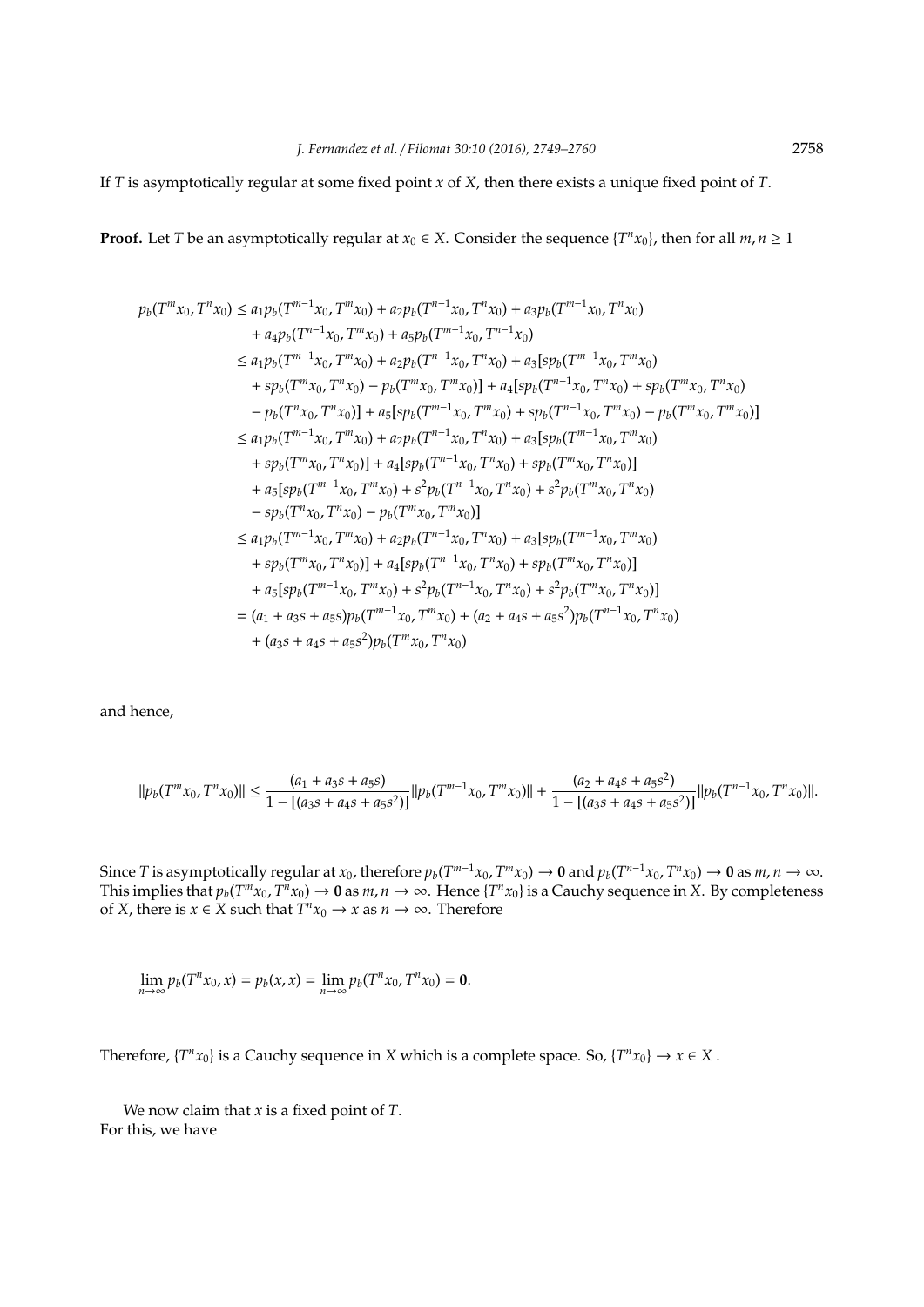If $T$ is asymptotically regular at some fixed point $x$ of $X$, then there exists a unique fixed point of $T$.

**Proof.** Let $T$ be an asymptotically regular at $x_0 \in X$. Consider the sequence $\{T^n x_0\}$, then for all $m, n \geq 1$

$$
\begin{aligned}
p_b(T^m x_0, T^n x_0) &\leq a_1 p_b(T^{m-1}x_0, T^m x_0) + a_2 p_b(T^{n-1}x_0, T^n x_0) + a_3 p_b(T^{m-1}x_0, T^n x_0) \\
&\quad + a_4 p_b(T^{n-1}x_0, T^m x_0) + a_5 p_b(T^{m-1}x_0, T^{n-1}x_0) \\
&\leq a_1 p_b(T^{m-1}x_0, T^m x_0) + a_2 p_b(T^{n-1}x_0, T^n x_0) + a_3[s p_b(T^{m-1}x_0, T^m x_0) \\
&\quad + s p_b(T^m x_0, T^n x_0) - p_b(T^m x_0, T^m x_0)] + a_4[s p_b(T^{n-1}x_0, T^n x_0) + s p_b(T^m x_0, T^n x_0) \\
&\quad - p_b(T^n x_0, T^n x_0)] + a_5[s p_b(T^{m-1}x_0, T^m x_0) + s p_b(T^{n-1}x_0, T^m x_0) - p_b(T^m x_0, T^m x_0)] \\
&\leq a_1 p_b(T^{m-1}x_0, T^m x_0) + a_2 p_b(T^{n-1}x_0, T^n x_0) + a_3[s p_b(T^{m-1}x_0, T^m x_0) \\
&\quad + s p_b(T^m x_0, T^n x_0)] + a_4[s p_b(T^{n-1}x_0, T^n x_0) + s p_b(T^m x_0, T^n x_0)] \\
&\quad + a_5[s p_b(T^{m-1}x_0, T^m x_0) + s^2 p_b(T^{n-1}x_0, T^n x_0) + s^2 p_b(T^m x_0, T^n x_0) \\
&\quad - s p_b(T^n x_0, T^n x_0) - p_b(T^m x_0, T^m x_0)] \\
&\leq a_1 p_b(T^{m-1}x_0, T^m x_0) + a_2 p_b(T^{n-1}x_0, T^n x_0) + a_3[s p_b(T^{m-1}x_0, T^m x_0) \\
&\quad + s p_b(T^m x_0, T^n x_0)] + a_4[s p_b(T^{n-1}x_0, T^n x_0) + s p_b(T^m x_0, T^n x_0)] \\
&\quad + a_5[s p_b(T^{m-1}x_0, T^m x_0) + s^2 p_b(T^{n-1}x_0, T^n x_0) + s^2 p_b(T^m x_0, T^n x_0)] \\
&= (a_1 + a_3 s + a_5 s) p_b(T^{m-1}x_0, T^m x_0) + (a_2 + a_4 s + a_5 s^2) p_b(T^{n-1}x_0, T^n x_0) \\
&\quad + (a_3 s + a_4 s + a_5 s^2) p_b(T^m x_0, T^n x_0)
\end{aligned}
$$

and hence,

$$
\|p_b(T^m x_0, T^n x_0)\| \leq \frac{(a_1 + a_3 s + a_5 s)}{1 - [(a_3 s + a_4 s + a_5 s^2)]} \|p_b(T^{m-1}x_0, T^m x_0)\| + \frac{(a_2 + a_4 s + a_5 s^2)}{1 - [(a_3 s + a_4 s + a_5 s^2)]} \|p_b(T^{n-1}x_0, T^n x_0)\|.
$$

Since $T$ is asymptotically regular at $x_0$, therefore $p_b(T^{m-1}x_0, T^m x_0) \to \mathbf{0}$ and $p_b(T^{n-1}x_0, T^n x_0) \to \mathbf{0}$ as $m, n \to \infty$. This implies that $p_b(T^m x_0, T^n x_0) \to \mathbf{0}$ as $m, n \to \infty$. Hence $\{T^n x_0\}$ is a Cauchy sequence in $X$. By completeness of $X$, there is $x \in X$ such that $T^n x_0 \to x$ as $n \to \infty$. Therefore

$$
\lim_{n\to\infty} p_b(T^n x_0, x) = p_b(x, x) = \lim_{n\to\infty} p_b(T^n x_0, T^n x_0) = \mathbf{0}.
$$

Therefore, $\{T^n x_0\}$ is a Cauchy sequence in $X$ which is a complete space. So, $\{T^n x_0\} \to x \in X$.

We now claim that $x$ is a fixed point of $T$.
For this, we have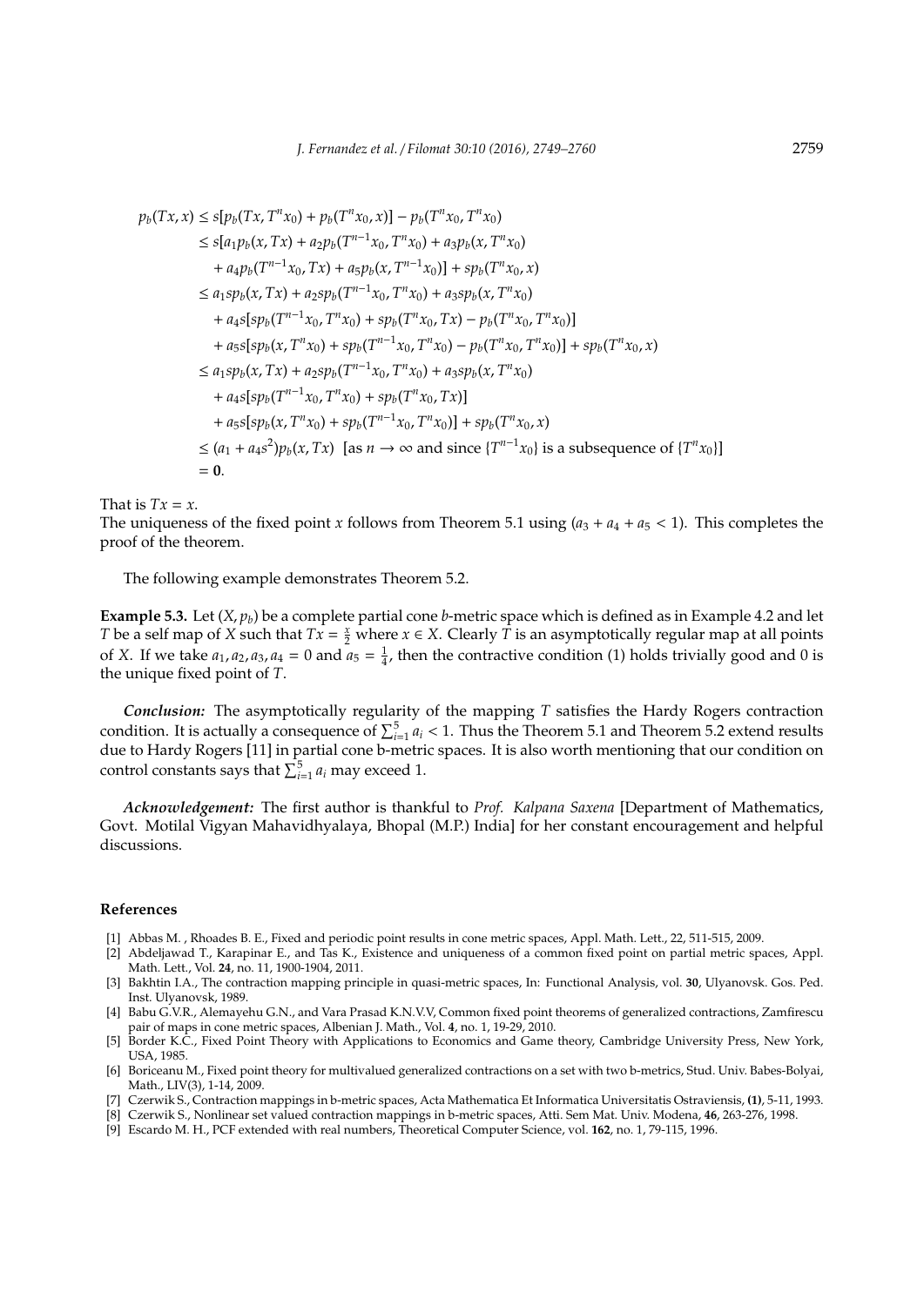$$
\begin{aligned}
p_b(Tx, x) &\leq s[p_b(Tx, T^n x_0) + p_b(T^n x_0, x)] - p_b(T^n x_0, T^n x_0)\\
&\leq s[a_1 p_b(x, Tx) + a_2 p_b(T^{n-1}x_0, T^n x_0) + a_3 p_b(x, T^n x_0)\\
&\quad + a_4 p_b(T^{n-1}x_0, Tx) + a_5 p_b(x, T^{n-1}x_0)] + s p_b(T^n x_0, x)\\
&\leq a_1 s p_b(x, Tx) + a_2 s p_b(T^{n-1}x_0, T^n x_0) + a_3 s p_b(x, T^n x_0)\\
&\quad + a_4 s[s p_b(T^{n-1}x_0, T^n x_0) + s p_b(T^n x_0, Tx) - p_b(T^n x_0, T^n x_0)]\\
&\quad + a_5 s[s p_b(x, T^n x_0) + s p_b(T^{n-1}x_0, T^n x_0) - p_b(T^n x_0, T^n x_0)] + s p_b(T^n x_0, x)\\
&\leq a_1 s p_b(x, Tx) + a_2 s p_b(T^{n-1}x_0, T^n x_0) + a_3 s p_b(x, T^n x_0)\\
&\quad + a_4 s[s p_b(T^{n-1}x_0, T^n x_0) + s p_b(T^n x_0, Tx)]\\
&\quad + a_5 s[s p_b(x, T^n x_0) + s p_b(T^{n-1}x_0, T^n x_0)] + s p_b(T^n x_0, x)\\
&\leq (a_1 + a_4 s^2) p_b(x, Tx) \ \ [\text{as } n \to \infty \text{ and since } \{T^{n-1}x_0\} \text{ is a subsequence of } \{T^n x_0\}]\\
&= \mathbf{0}.
\end{aligned}
$$

That is $Tx = x$.

The uniqueness of the fixed point $x$ follows from Theorem 5.1 using $(a_3 + a_4 + a_5 < 1)$. This completes the proof of the theorem.

The following example demonstrates Theorem 5.2.

**Example 5.3.** Let $(X, p_b)$ be a complete partial cone $b$-metric space which is defined as in Example 4.2 and let $T$ be a self map of $X$ such that $Tx = \frac{x}{2}$ where $x \in X$. Clearly $T$ is an asymptotically regular map at all points of $X$. If we take $a_1, a_2, a_3, a_4 = 0$ and $a_5 = \frac{1}{4}$, then the contractive condition (1) holds trivially good and 0 is the unique fixed point of $T$.

***Conclusion:*** The asymptotically regularity of the mapping $T$ satisfies the Hardy Rogers contraction condition. It is actually a consequence of $\sum_{i=1}^{5} a_i < 1$. Thus the Theorem 5.1 and Theorem 5.2 extend results due to Hardy Rogers [11] in partial cone b-metric spaces. It is also worth mentioning that our condition on control constants says that $\sum_{i=1}^{5} a_i$ may exceed 1.

***Acknowledgement:*** The first author is thankful to *Prof. Kalpana Saxena* [Department of Mathematics, Govt. Motilal Vigyan Mahavidhyalaya, Bhopal (M.P.) India] for her constant encouragement and helpful discussions.

## References

[1] Abbas M. , Rhoades B. E., Fixed and periodic point results in cone metric spaces, Appl. Math. Lett., 22, 511-515, 2009.

[2] Abdeljawad T., Karapinar E., and Tas K., Existence and uniqueness of a common fixed point on partial metric spaces, Appl. Math. Lett., Vol. **24**, no. 11, 1900-1904, 2011.

[3] Bakhtin I.A., The contraction mapping principle in quasi-metric spaces, In: Functional Analysis, vol. **30**, Ulyanovsk. Gos. Ped. Inst. Ulyanovsk, 1989.

[4] Babu G.V.R., Alemayehu G.N., and Vara Prasad K.N.V.V, Common fixed point theorems of generalized contractions, Zamfirescu pair of maps in cone metric spaces, Albenian J. Math., Vol. **4**, no. 1, 19-29, 2010.

[5] Border K.C., Fixed Point Theory with Applications to Economics and Game theory, Cambridge University Press, New York, USA, 1985.

[6] Boriceanu M., Fixed point theory for multivalued generalized contractions on a set with two b-metrics, Stud. Univ. Babes-Bolyai, Math., LIV(3), 1-14, 2009.

[7] Czerwik S., Contraction mappings in b-metric spaces, Acta Mathematica Et Informatica Universitatis Ostraviensis, **(1)**, 5-11, 1993.

[8] Czerwik S., Nonlinear set valued contraction mappings in b-metric spaces, Atti. Sem Mat. Univ. Modena, **46**, 263-276, 1998.

[9] Escardo M. H., PCF extended with real numbers, Theoretical Computer Science, vol. **162**, no. 1, 79-115, 1996.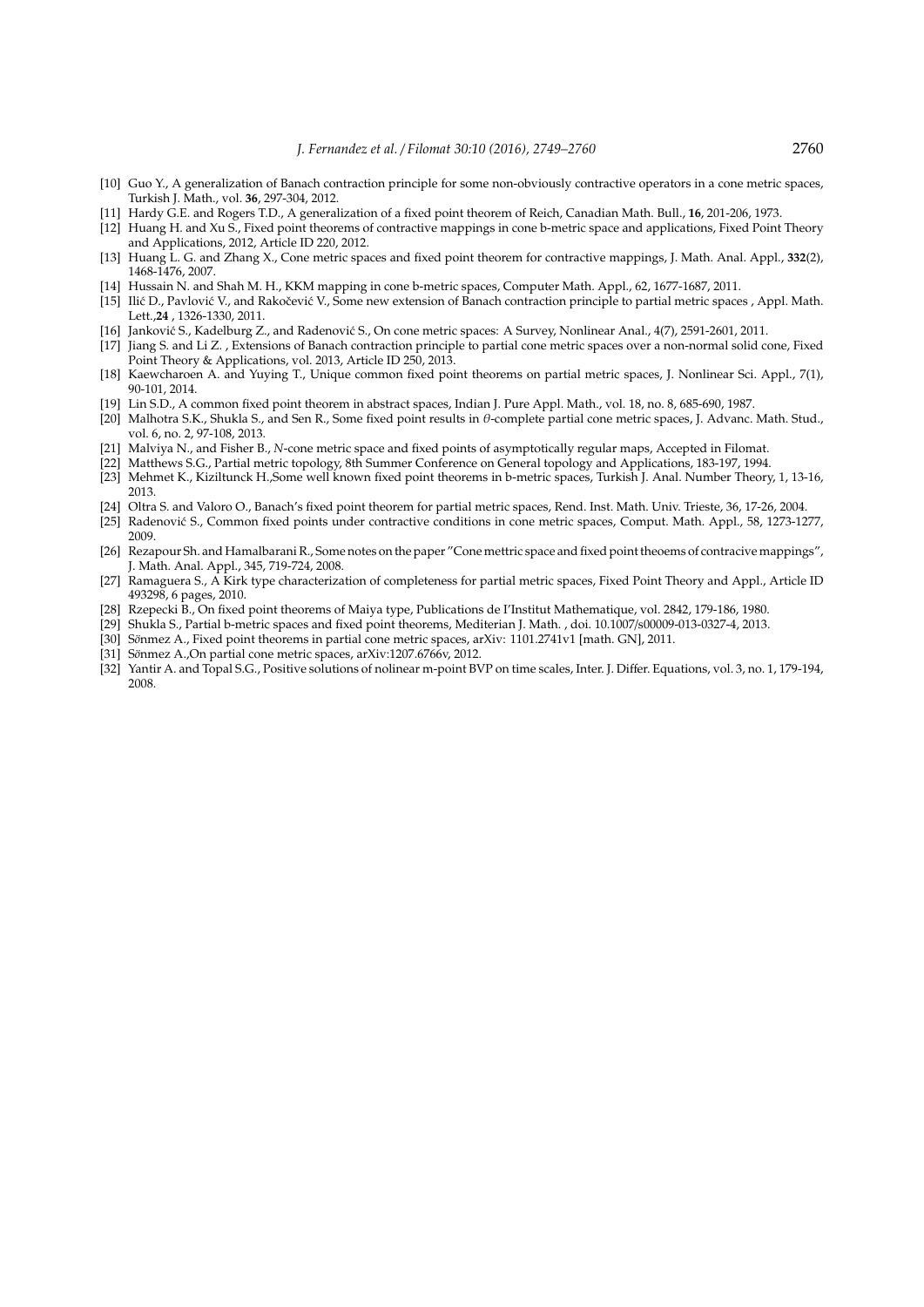[10] Guo Y., A generalization of Banach contraction principle for some non-obviously contractive operators in a cone metric spaces, Turkish J. Math., vol. **36**, 297-304, 2012.

[11] Hardy G.E. and Rogers T.D., A generalization of a fixed point theorem of Reich, Canadian Math. Bull., **16**, 201-206, 1973.

[12] Huang H. and Xu S., Fixed point theorems of contractive mappings in cone b-metric space and applications, Fixed Point Theory and Applications, 2012, Article ID 220, 2012.

[13] Huang L. G. and Zhang X., Cone metric spaces and fixed point theorem for contractive mappings, J. Math. Anal. Appl., **332**(2), 1468-1476, 2007.

[14] Hussain N. and Shah M. H., KKM mapping in cone b-metric spaces, Computer Math. Appl., 62, 1677-1687, 2011.

[15] Ilić D., Pavlović V., and Rakočević V., Some new extension of Banach contraction principle to partial metric spaces , Appl. Math. Lett.,**24** , 1326-1330, 2011.

[16] Janković S., Kadelburg Z., and Radenović S., On cone metric spaces: A Survey, Nonlinear Anal., 4(7), 2591-2601, 2011.

[17] Jiang S. and Li Z. , Extensions of Banach contraction principle to partial cone metric spaces over a non-normal solid cone, Fixed Point Theory & Applications, vol. 2013, Article ID 250, 2013.

[18] Kaewcharoen A. and Yuying T., Unique common fixed point theorems on partial metric spaces, J. Nonlinear Sci. Appl., 7(1), 90-101, 2014.

[19] Lin S.D., A common fixed point theorem in abstract spaces, Indian J. Pure Appl. Math., vol. 18, no. 8, 685-690, 1987.

[20] Malhotra S.K., Shukla S., and Sen R., Some fixed point results in $\theta$-complete partial cone metric spaces, J. Advanc. Math. Stud., vol. 6, no. 2, 97-108, 2013.

[21] Malviya N., and Fisher B., $N$-cone metric space and fixed points of asymptotically regular maps, Accepted in Filomat.

[22] Matthews S.G., Partial metric topology, 8th Summer Conference on General topology and Applications, 183-197, 1994.

[23] Mehmet K., Kiziltunck H.,Some well known fixed point theorems in b-metric spaces, Turkish J. Anal. Number Theory, 1, 13-16, 2013.

[24] Oltra S. and Valoro O., Banach's fixed point theorem for partial metric spaces, Rend. Inst. Math. Univ. Trieste, 36, 17-26, 2004.

[25] Radenović S., Common fixed points under contractive conditions in cone metric spaces, Comput. Math. Appl., 58, 1273-1277, 2009.

[26] Rezapour Sh. and Hamalbarani R., Some notes on the paper "Cone mettric space and fixed point theoems of contracive mappings", J. Math. Anal. Appl., 345, 719-724, 2008.

[27] Ramaguera S., A Kirk type characterization of completeness for partial metric spaces, Fixed Point Theory and Appl., Article ID 493298, 6 pages, 2010.

[28] Rzepecki B., On fixed point theorems of Maiya type, Publications de I'Institut Mathematique, vol. 2842, 179-186, 1980.

[29] Shukla S., Partial b-metric spaces and fixed point theorems, Mediterian J. Math. , doi. 10.1007/s00009-013-0327-4, 2013.

[30] Sőnmez A., Fixed point theorems in partial cone metric spaces, arXiv: 1101.2741v1 [math. GN], 2011.

[31] Sőnmez A.,On partial cone metric spaces, arXiv:1207.6766v, 2012.

[32] Yantir A. and Topal S.G., Positive solutions of nolinear m-point BVP on time scales, Inter. J. Differ. Equations, vol. 3, no. 1, 179-194, 2008.